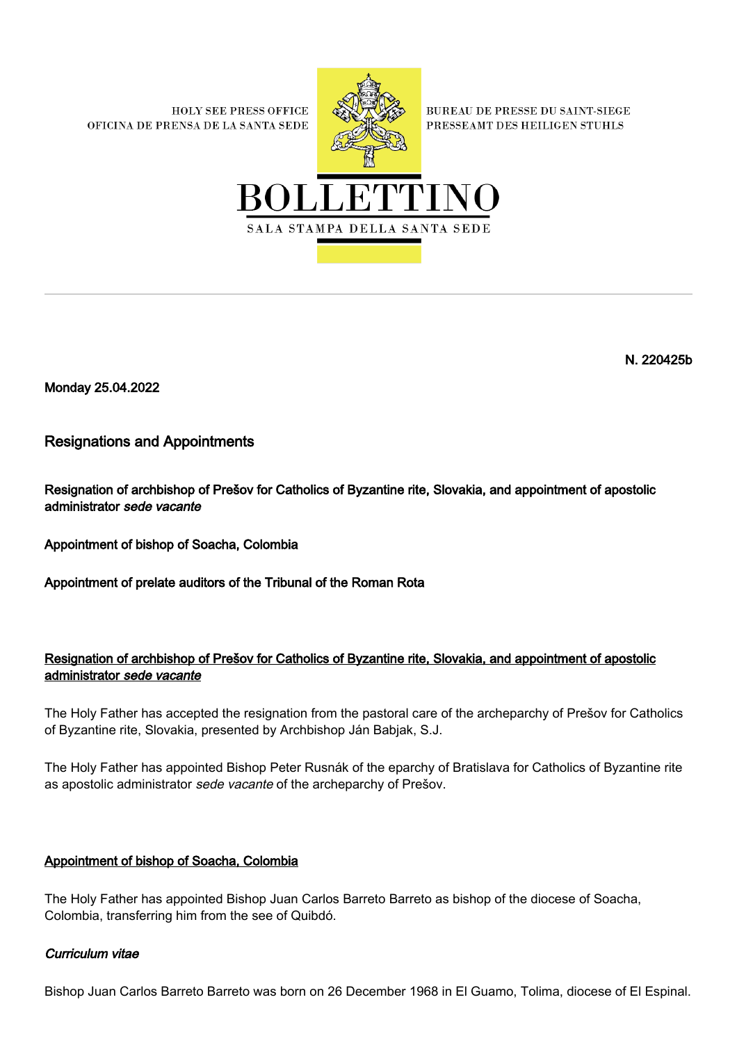HOLY SEE PRESS OFFICE
OFICINA DE PRENSA DE LA SANTA SEDE

BUREAU DE PRESSE DU SAINT-SIEGE
PRESSEAMT DES HEILIGEN STUHLS

# BOLLETTINO

SALA STAMPA DELLA SANTA SEDE

---

**N. 220425b**

**Monday 25.04.2022**

## Resignations and Appointments

**Resignation of archbishop of Prešov for Catholics of Byzantine rite, Slovakia, and appointment of apostolic administrator *sede vacante***

**Appointment of bishop of Soacha, Colombia**

**Appointment of prelate auditors of the Tribunal of the Roman Rota**

### Resignation of archbishop of Prešov for Catholics of Byzantine rite, Slovakia, and appointment of apostolic administrator *sede vacante*

The Holy Father has accepted the resignation from the pastoral care of the archeparchy of Prešov for Catholics of Byzantine rite, Slovakia, presented by Archbishop Ján Babjak, S.J.

The Holy Father has appointed Bishop Peter Rusnák of the eparchy of Bratislava for Catholics of Byzantine rite as apostolic administrator *sede vacante* of the archeparchy of Prešov.

### Appointment of bishop of Soacha, Colombia

The Holy Father has appointed Bishop Juan Carlos Barreto Barreto as bishop of the diocese of Soacha, Colombia, transferring him from the see of Quibdó.

#### *Curriculum vitae*

Bishop Juan Carlos Barreto Barreto was born on 26 December 1968 in El Guamo, Tolima, diocese of El Espinal.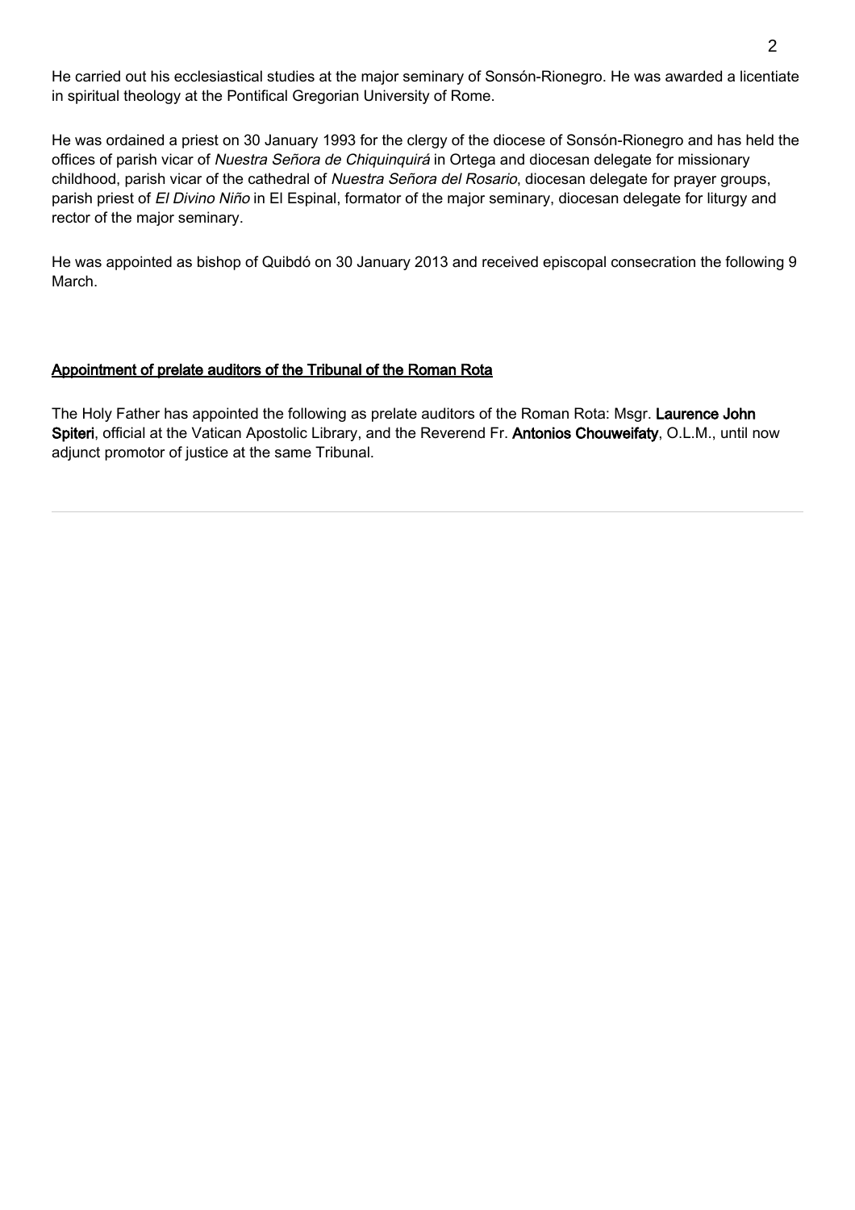He carried out his ecclesiastical studies at the major seminary of Sonsón-Rionegro. He was awarded a licentiate in spiritual theology at the Pontifical Gregorian University of Rome.

He was ordained a priest on 30 January 1993 for the clergy of the diocese of Sonsón-Rionegro and has held the offices of parish vicar of *Nuestra Señora de Chiquinquirá* in Ortega and diocesan delegate for missionary childhood, parish vicar of the cathedral of *Nuestra Señora del Rosario*, diocesan delegate for prayer groups, parish priest of *El Divino Niño* in El Espinal, formator of the major seminary, diocesan delegate for liturgy and rector of the major seminary.

He was appointed as bishop of Quibdó on 30 January 2013 and received episcopal consecration the following 9 March.

## Appointment of prelate auditors of the Tribunal of the Roman Rota

The Holy Father has appointed the following as prelate auditors of the Roman Rota: Msgr. **Laurence John Spiteri**, official at the Vatican Apostolic Library, and the Reverend Fr. **Antonios Chouweifaty**, O.L.M., until now adjunct promotor of justice at the same Tribunal.